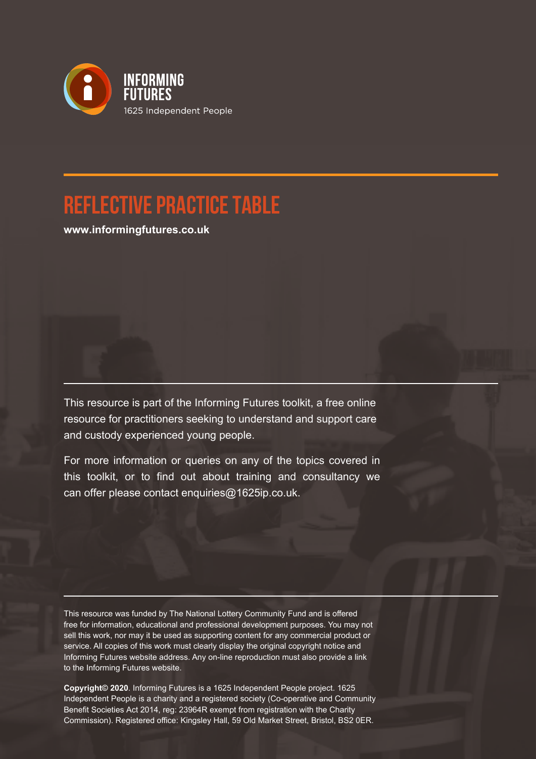INFORMING FUTURES

1625 Independent People

# REFLECTIVE PRACTICE TABLE

**www.informingfutures.co.uk**

This resource is part of the Informing Futures toolkit, a free online resource for practitioners seeking to understand and support care and custody experienced young people.

For more information or queries on any of the topics covered in this toolkit, or to find out about training and consultancy we can offer please contact enquiries@1625ip.co.uk.

This resource was funded by The National Lottery Community Fund and is offered free for information, educational and professional development purposes. You may not sell this work, nor may it be used as supporting content for any commercial product or service. All copies of this work must clearly display the original copyright notice and Informing Futures website address. Any on-line reproduction must also provide a link to the Informing Futures website.

**Copyright© 2020**. Informing Futures is a 1625 Independent People project. 1625 Independent People is a charity and a registered society (Co-operative and Community Benefit Societies Act 2014, reg: 23964R exempt from registration with the Charity Commission). Registered office: Kingsley Hall, 59 Old Market Street, Bristol, BS2 0ER.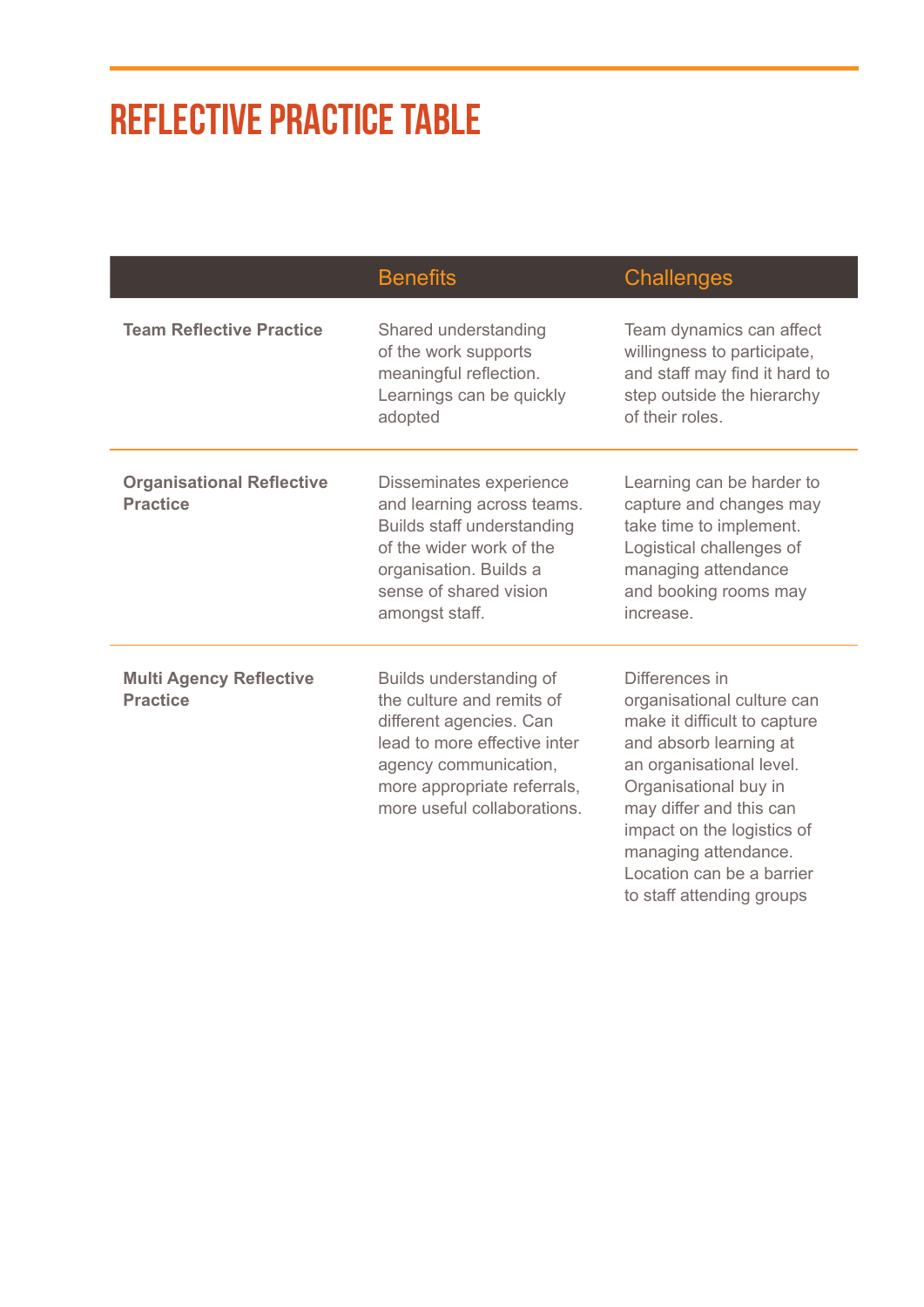# Reflective Practice Table

| | Benefits | Challenges |
|---|---|---|
| **Team Reflective Practice** | Shared understanding of the work supports meaningful reflection. Learnings can be quickly adopted | Team dynamics can affect willingness to participate, and staff may find it hard to step outside the hierarchy of their roles. |
| **Organisational Reflective Practice** | Disseminates experience and learning across teams. Builds staff understanding of the wider work of the organisation. Builds a sense of shared vision amongst staff. | Learning can be harder to capture and changes may take time to implement. Logistical challenges of managing attendance and booking rooms may increase. |
| **Multi Agency Reflective Practice** | Builds understanding of the culture and remits of different agencies. Can lead to more effective inter agency communication, more appropriate referrals, more useful collaborations. | Differences in organisational culture can make it difficult to capture and absorb learning at an organisational level. Organisational buy in may differ and this can impact on the logistics of managing attendance. Location can be a barrier to staff attending groups |